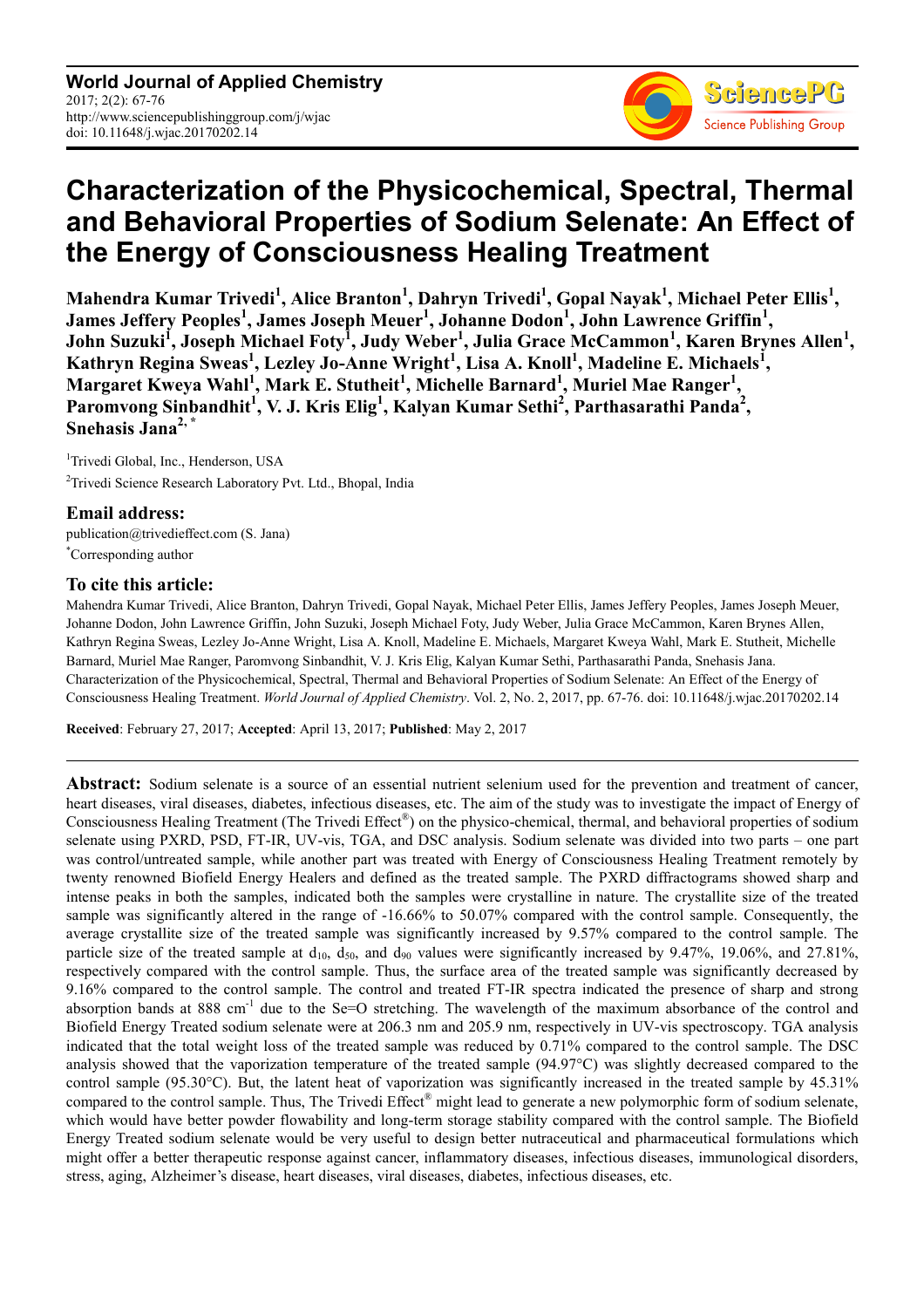**World Journal of Applied Chemistry**
2017; 2(2): 67-76
http://www.sciencepublishinggroup.com/j/wjac
doi: 10.11648/j.wjac.20170202.14

# Characterization of the Physicochemical, Spectral, Thermal and Behavioral Properties of Sodium Selenate: An Effect of the Energy of Consciousness Healing Treatment

**Mahendra Kumar Trivedi[1], Alice Branton[1], Dahryn Trivedi[1], Gopal Nayak[1], Michael Peter Ellis[1], James Jeffery Peoples[1], James Joseph Meuer[1], Johanne Dodon[1], John Lawrence Griffin[1], John Suzuki[1], Joseph Michael Foty[1], Judy Weber[1], Julia Grace McCammon[1], Karen Brynes Allen[1], Kathryn Regina Sweas[1], Lezley Jo-Anne Wright[1], Lisa A. Knoll[1], Madeline E. Michaels[1], Margaret Kweya Wahl[1], Mark E. Stutheit[1], Michelle Barnard[1], Muriel Mae Ranger[1], Paromvong Sinbandhit[1], V. J. Kris Elig[1], Kalyan Kumar Sethi[2], Parthasarathi Panda[2], Snehasis Jana[2, *]**

[1]Trivedi Global, Inc., Henderson, USA

[2]Trivedi Science Research Laboratory Pvt. Ltd., Bhopal, India

### Email address:

publication@trivedieffect.com (S. Jana)

[*]Corresponding author

### To cite this article:

Mahendra Kumar Trivedi, Alice Branton, Dahryn Trivedi, Gopal Nayak, Michael Peter Ellis, James Jeffery Peoples, James Joseph Meuer, Johanne Dodon, John Lawrence Griffin, John Suzuki, Joseph Michael Foty, Judy Weber, Julia Grace McCammon, Karen Brynes Allen, Kathryn Regina Sweas, Lezley Jo-Anne Wright, Lisa A. Knoll, Madeline E. Michaels, Margaret Kweya Wahl, Mark E. Stutheit, Michelle Barnard, Muriel Mae Ranger, Paromvong Sinbandhit, V. J. Kris Elig, Kalyan Kumar Sethi, Parthasarathi Panda, Snehasis Jana. Characterization of the Physicochemical, Spectral, Thermal and Behavioral Properties of Sodium Selenate: An Effect of the Energy of Consciousness Healing Treatment. *World Journal of Applied Chemistry*. Vol. 2, No. 2, 2017, pp. 67-76. doi: 10.11648/j.wjac.20170202.14

**Received**: February 27, 2017; **Accepted**: April 13, 2017; **Published**: May 2, 2017

---

**Abstract:** Sodium selenate is a source of an essential nutrient selenium used for the prevention and treatment of cancer, heart diseases, viral diseases, diabetes, infectious diseases, etc. The aim of the study was to investigate the impact of Energy of Consciousness Healing Treatment (The Trivedi Effect®) on the physico-chemical, thermal, and behavioral properties of sodium selenate using PXRD, PSD, FT-IR, UV-vis, TGA, and DSC analysis. Sodium selenate was divided into two parts – one part was control/untreated sample, while another part was treated with Energy of Consciousness Healing Treatment remotely by twenty renowned Biofield Energy Healers and defined as the treated sample. The PXRD diffractograms showed sharp and intense peaks in both the samples, indicated both the samples were crystalline in nature. The crystallite size of the treated sample was significantly altered in the range of -16.66% to 50.07% compared with the control sample. Consequently, the average crystallite size of the treated sample was significantly increased by 9.57% compared to the control sample. The particle size of the treated sample at $d_{10}$, $d_{50}$, and $d_{90}$ values were significantly increased by 9.47%, 19.06%, and 27.81%, respectively compared with the control sample. Thus, the surface area of the treated sample was significantly decreased by 9.16% compared to the control sample. The control and treated FT-IR spectra indicated the presence of sharp and strong absorption bands at 888 $cm^{-1}$ due to the Se=O stretching. The wavelength of the maximum absorbance of the control and Biofield Energy Treated sodium selenate were at 206.3 nm and 205.9 nm, respectively in UV-vis spectroscopy. TGA analysis indicated that the total weight loss of the treated sample was reduced by 0.71% compared to the control sample. The DSC analysis showed that the vaporization temperature of the treated sample (94.97°C) was slightly decreased compared to the control sample (95.30°C). But, the latent heat of vaporization was significantly increased in the treated sample by 45.31% compared to the control sample. Thus, The Trivedi Effect® might lead to generate a new polymorphic form of sodium selenate, which would have better powder flowability and long-term storage stability compared with the control sample. The Biofield Energy Treated sodium selenate would be very useful to design better nutraceutical and pharmaceutical formulations which might offer a better therapeutic response against cancer, inflammatory diseases, infectious diseases, immunological disorders, stress, aging, Alzheimer's disease, heart diseases, viral diseases, diabetes, infectious diseases, etc.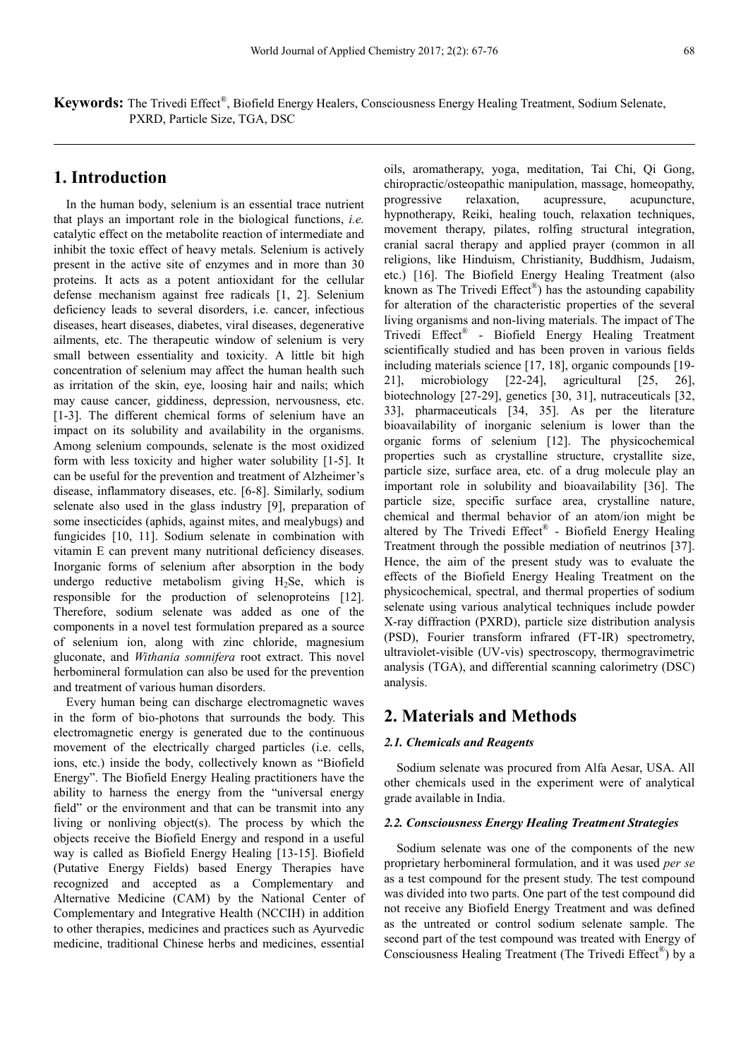**Keywords:** The Trivedi Effect®, Biofield Energy Healers, Consciousness Energy Healing Treatment, Sodium Selenate, PXRD, Particle Size, TGA, DSC

## 1. Introduction

In the human body, selenium is an essential trace nutrient that plays an important role in the biological functions, *i.e.* catalytic effect on the metabolite reaction of intermediate and inhibit the toxic effect of heavy metals. Selenium is actively present in the active site of enzymes and in more than 30 proteins. It acts as a potent antioxidant for the cellular defense mechanism against free radicals [1, 2]. Selenium deficiency leads to several disorders, i.e. cancer, infectious diseases, heart diseases, diabetes, viral diseases, degenerative ailments, etc. The therapeutic window of selenium is very small between essentiality and toxicity. A little bit high concentration of selenium may affect the human health such as irritation of the skin, eye, loosing hair and nails; which may cause cancer, giddiness, depression, nervousness, etc. [1-3]. The different chemical forms of selenium have an impact on its solubility and availability in the organisms. Among selenium compounds, selenate is the most oxidized form with less toxicity and higher water solubility [1-5]. It can be useful for the prevention and treatment of Alzheimer's disease, inflammatory diseases, etc. [6-8]. Similarly, sodium selenate also used in the glass industry [9], preparation of some insecticides (aphids, against mites, and mealybugs) and fungicides [10, 11]. Sodium selenate in combination with vitamin E can prevent many nutritional deficiency diseases. Inorganic forms of selenium after absorption in the body undergo reductive metabolism giving $H_2Se$, which is responsible for the production of selenoproteins [12]. Therefore, sodium selenate was added as one of the components in a novel test formulation prepared as a source of selenium ion, along with zinc chloride, magnesium gluconate, and *Withania somnifera* root extract. This novel herbomineral formulation can also be used for the prevention and treatment of various human disorders.

Every human being can discharge electromagnetic waves in the form of bio-photons that surrounds the body. This electromagnetic energy is generated due to the continuous movement of the electrically charged particles (i.e. cells, ions, etc.) inside the body, collectively known as "Biofield Energy". The Biofield Energy Healing practitioners have the ability to harness the energy from the "universal energy field" or the environment and that can be transmit into any living or nonliving object(s). The process by which the objects receive the Biofield Energy and respond in a useful way is called as Biofield Energy Healing [13-15]. Biofield (Putative Energy Fields) based Energy Therapies have recognized and accepted as a Complementary and Alternative Medicine (CAM) by the National Center of Complementary and Integrative Health (NCCIH) in addition to other therapies, medicines and practices such as Ayurvedic medicine, traditional Chinese herbs and medicines, essential oils, aromatherapy, yoga, meditation, Tai Chi, Qi Gong, chiropractic/osteopathic manipulation, massage, homeopathy, progressive relaxation, acupressure, acupuncture, hypnotherapy, Reiki, healing touch, relaxation techniques, movement therapy, pilates, rolfing structural integration, cranial sacral therapy and applied prayer (common in all religions, like Hinduism, Christianity, Buddhism, Judaism, etc.) [16]. The Biofield Energy Healing Treatment (also known as The Trivedi Effect®) has the astounding capability for alteration of the characteristic properties of the several living organisms and non-living materials. The impact of The Trivedi Effect® - Biofield Energy Healing Treatment scientifically studied and has been proven in various fields including materials science [17, 18], organic compounds [19-21], microbiology [22-24], agricultural [25, 26], biotechnology [27-29], genetics [30, 31], nutraceuticals [32, 33], pharmaceuticals [34, 35]. As per the literature bioavailability of inorganic selenium is lower than the organic forms of selenium [12]. The physicochemical properties such as crystalline structure, crystallite size, particle size, surface area, etc. of a drug molecule play an important role in solubility and bioavailability [36]. The particle size, specific surface area, crystalline nature, chemical and thermal behavior of an atom/ion might be altered by The Trivedi Effect® - Biofield Energy Healing Treatment through the possible mediation of neutrinos [37]. Hence, the aim of the present study was to evaluate the effects of the Biofield Energy Healing Treatment on the physicochemical, spectral, and thermal properties of sodium selenate using various analytical techniques include powder X-ray diffraction (PXRD), particle size distribution analysis (PSD), Fourier transform infrared (FT-IR) spectrometry, ultraviolet-visible (UV-vis) spectroscopy, thermogravimetric analysis (TGA), and differential scanning calorimetry (DSC) analysis.

## 2. Materials and Methods

### 2.1. Chemicals and Reagents

Sodium selenate was procured from Alfa Aesar, USA. All other chemicals used in the experiment were of analytical grade available in India.

### 2.2. Consciousness Energy Healing Treatment Strategies

Sodium selenate was one of the components of the new proprietary herbomineral formulation, and it was used *per se* as a test compound for the present study. The test compound was divided into two parts. One part of the test compound did not receive any Biofield Energy Treatment and was defined as the untreated or control sodium selenate sample. The second part of the test compound was treated with Energy of Consciousness Healing Treatment (The Trivedi Effect®) by a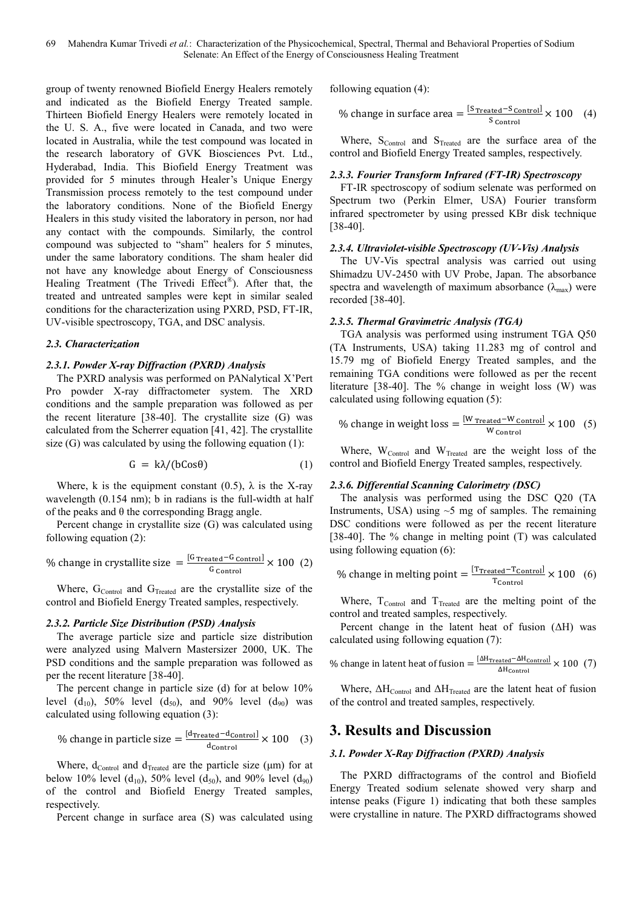group of twenty renowned Biofield Energy Healers remotely and indicated as the Biofield Energy Treated sample. Thirteen Biofield Energy Healers were remotely located in the U. S. A., five were located in Canada, and two were located in Australia, while the test compound was located in the research laboratory of GVK Biosciences Pvt. Ltd., Hyderabad, India. This Biofield Energy Treatment was provided for 5 minutes through Healer's Unique Energy Transmission process remotely to the test compound under the laboratory conditions. None of the Biofield Energy Healers in this study visited the laboratory in person, nor had any contact with the compounds. Similarly, the control compound was subjected to "sham" healers for 5 minutes, under the same laboratory conditions. The sham healer did not have any knowledge about Energy of Consciousness Healing Treatment (The Trivedi Effect®). After that, the treated and untreated samples were kept in similar sealed conditions for the characterization using PXRD, PSD, FT-IR, UV-visible spectroscopy, TGA, and DSC analysis.

### 2.3. Characterization

#### 2.3.1. Powder X-ray Diffraction (PXRD) Analysis

The PXRD analysis was performed on PANalytical X'Pert Pro powder X-ray diffractometer system. The XRD conditions and the sample preparation was followed as per the recent literature [38-40]. The crystallite size (G) was calculated from the Scherrer equation [41, 42]. The crystallite size (G) was calculated by using the following equation (1):

$$G = k\lambda/(b\cos\theta) \quad (1)$$

Where, k is the equipment constant (0.5), λ is the X-ray wavelength (0.154 nm); b in radians is the full-width at half of the peaks and θ the corresponding Bragg angle.

Percent change in crystallite size (G) was calculated using following equation (2):

$$\%\ \text{change in crystallite size} = \frac{[G_{\text{Treated}} - G_{\text{Control}}]}{G_{\text{Control}}} \times 100 \quad (2)$$

Where, $G_{Control}$ and $G_{Treated}$ are the crystallite size of the control and Biofield Energy Treated samples, respectively.

#### 2.3.2. Particle Size Distribution (PSD) Analysis

The average particle size and particle size distribution were analyzed using Malvern Mastersizer 2000, UK. The PSD conditions and the sample preparation was followed as per the recent literature [38-40].

The percent change in particle size (d) for at below 10% level ($d_{10}$), 50% level ($d_{50}$), and 90% level ($d_{90}$) was calculated using following equation (3):

$$\%\ \text{change in particle size} = \frac{[d_{\text{Treated}} - d_{\text{Control}}]}{d_{\text{Control}}} \times 100 \quad (3)$$

Where, $d_{Control}$ and $d_{Treated}$ are the particle size (μm) for at below 10% level ($d_{10}$), 50% level ($d_{50}$), and 90% level ($d_{90}$) of the control and Biofield Energy Treated samples, respectively.

Percent change in surface area (S) was calculated using following equation (4):

$$\%\ \text{change in surface area} = \frac{[S_{\text{Treated}} - S_{\text{Control}}]}{S_{\text{Control}}} \times 100 \quad (4)$$

Where, $S_{Control}$ and $S_{Treated}$ are the surface area of the control and Biofield Energy Treated samples, respectively.

#### 2.3.3. Fourier Transform Infrared (FT-IR) Spectroscopy

FT-IR spectroscopy of sodium selenate was performed on Spectrum two (Perkin Elmer, USA) Fourier transform infrared spectrometer by using pressed KBr disk technique [38-40].

#### 2.3.4. Ultraviolet-visible Spectroscopy (UV-Vis) Analysis

The UV-Vis spectral analysis was carried out using Shimadzu UV-2450 with UV Probe, Japan. The absorbance spectra and wavelength of maximum absorbance ($\lambda_{max}$) were recorded [38-40].

#### 2.3.5. Thermal Gravimetric Analysis (TGA)

TGA analysis was performed using instrument TGA Q50 (TA Instruments, USA) taking 11.283 mg of control and 15.79 mg of Biofield Energy Treated samples, and the remaining TGA conditions were followed as per the recent literature [38-40]. The % change in weight loss (W) was calculated using following equation (5):

$$\%\ \text{change in weight loss} = \frac{[W_{\text{Treated}} - W_{\text{Control}}]}{W_{\text{Control}}} \times 100 \quad (5)$$

Where, $W_{Control}$ and $W_{Treated}$ are the weight loss of the control and Biofield Energy Treated samples, respectively.

#### 2.3.6. Differential Scanning Calorimetry (DSC)

The analysis was performed using the DSC Q20 (TA Instruments, USA) using ~5 mg of samples. The remaining DSC conditions were followed as per the recent literature [38-40]. The % change in melting point (T) was calculated using following equation (6):

$$\%\ \text{change in melting point} = \frac{[T_{\text{Treated}} - T_{\text{Control}}]}{T_{\text{Control}}} \times 100 \quad (6)$$

Where, $T_{Control}$ and $T_{Treated}$ are the melting point of the control and treated samples, respectively.

Percent change in the latent heat of fusion (ΔH) was calculated using following equation (7):

$$\%\ \text{change in latent heat of fusion} = \frac{[\Delta H_{\text{Treated}} - \Delta H_{\text{Control}}]}{\Delta H_{\text{Control}}} \times 100 \quad (7)$$

Where, $\Delta H_{Control}$ and $\Delta H_{Treated}$ are the latent heat of fusion of the control and treated samples, respectively.

## 3. Results and Discussion

### 3.1. Powder X-Ray Diffraction (PXRD) Analysis

The PXRD diffractograms of the control and Biofield Energy Treated sodium selenate showed very sharp and intense peaks (Figure 1) indicating that both these samples were crystalline in nature. The PXRD diffractograms showed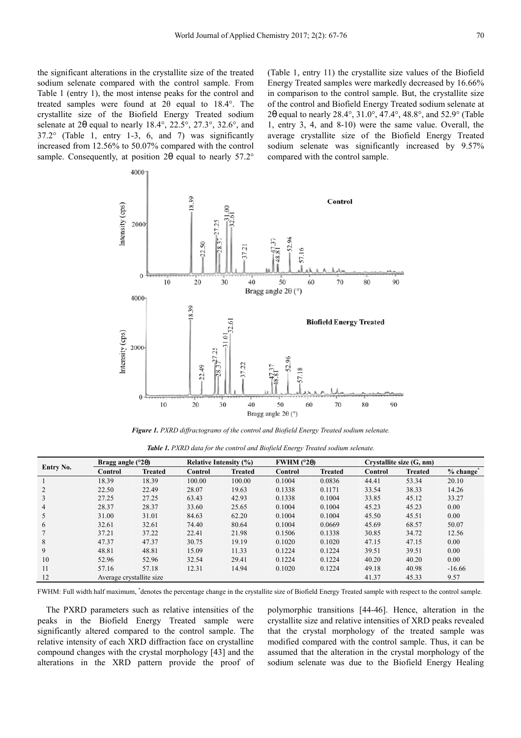the significant alterations in the crystallite size of the treated sodium selenate compared with the control sample. From Table 1 (entry 1), the most intense peaks for the control and treated samples were found at 2θ equal to 18.4°. The crystallite size of the Biofield Energy Treated sodium selenate at 2θ equal to nearly 18.4°, 22.5°, 27.3°, 32.6°, and 37.2° (Table 1, entry 1-3, 6, and 7) was significantly increased from 12.56% to 50.07% compared with the control sample. Consequently, at position 2θ equal to nearly 57.2° (Table 1, entry 11) the crystallite size values of the Biofield Energy Treated samples were markedly decreased by 16.66% in comparison to the control sample. But, the crystallite size of the control and Biofield Energy Treated sodium selenate at 2θ equal to nearly 28.4°, 31.0°, 47.4°, 48.8°, and 52.9° (Table 1, entry 3, 4, and 8-10) were the same value. Overall, the average crystallite size of the Biofield Energy Treated sodium selenate was significantly increased by 9.57% compared with the control sample.

***Figure 1.*** *PXRD diffractograms of the control and Biofield Energy Treated sodium selenate.*

***Table 1.*** *PXRD data for the control and Biofield Energy Treated sodium selenate.*

| Entry No. | Bragg angle (°2θ) | | Relative Intensity (%) | | FWHM (°2θ) | | Crystallite size (G, nm) | | |
|---|---|---|---|---|---|---|---|---|---|
| | Control | Treated | Control | Treated | Control | Treated | Control | Treated | % change* |
| 1 | 18.39 | 18.39 | 100.00 | 100.00 | 0.1004 | 0.0836 | 44.41 | 53.34 | 20.10 |
| 2 | 22.50 | 22.49 | 28.07 | 19.63 | 0.1338 | 0.1171 | 33.54 | 38.33 | 14.26 |
| 3 | 27.25 | 27.25 | 63.43 | 42.93 | 0.1338 | 0.1004 | 33.85 | 45.12 | 33.27 |
| 4 | 28.37 | 28.37 | 33.60 | 25.65 | 0.1004 | 0.1004 | 45.23 | 45.23 | 0.00 |
| 5 | 31.00 | 31.01 | 84.63 | 62.20 | 0.1004 | 0.1004 | 45.50 | 45.51 | 0.00 |
| 6 | 32.61 | 32.61 | 74.40 | 80.64 | 0.1004 | 0.0669 | 45.69 | 68.57 | 50.07 |
| 7 | 37.21 | 37.22 | 22.41 | 21.98 | 0.1506 | 0.1338 | 30.85 | 34.72 | 12.56 |
| 8 | 47.37 | 47.37 | 30.75 | 19.19 | 0.1020 | 0.1020 | 47.15 | 47.15 | 0.00 |
| 9 | 48.81 | 48.81 | 15.09 | 11.33 | 0.1224 | 0.1224 | 39.51 | 39.51 | 0.00 |
| 10 | 52.96 | 52.96 | 32.54 | 29.41 | 0.1224 | 0.1224 | 40.20 | 40.20 | 0.00 |
| 11 | 57.16 | 57.18 | 12.31 | 14.94 | 0.1020 | 0.1224 | 49.18 | 40.98 | -16.66 |
| 12 | Average crystallite size | | | | | | 41.37 | 45.33 | 9.57 |

FWHM: Full width half maximum, *denotes the percentage change in the crystallite size of Biofield Energy Treated sample with respect to the control sample.

The PXRD parameters such as relative intensities of the peaks in the Biofield Energy Treated sample were significantly altered compared to the control sample. The relative intensity of each XRD diffraction face on crystalline compound changes with the crystal morphology [43] and the alterations in the XRD pattern provide the proof of polymorphic transitions [44-46]. Hence, alteration in the crystallite size and relative intensities of XRD peaks revealed that the crystal morphology of the treated sample was modified compared with the control sample. Thus, it can be assumed that the alteration in the crystal morphology of the sodium selenate was due to the Biofield Energy Healing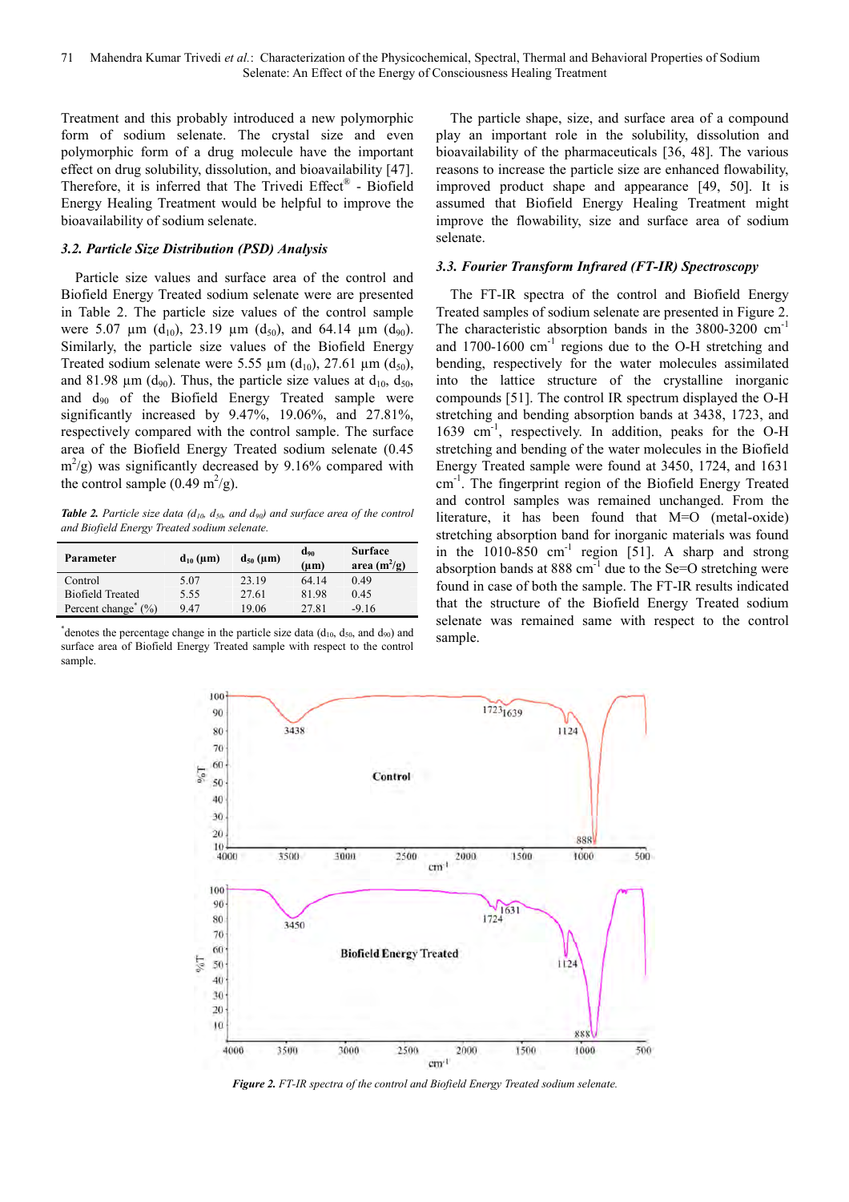Treatment and this probably introduced a new polymorphic form of sodium selenate. The crystal size and even polymorphic form of a drug molecule have the important effect on drug solubility, dissolution, and bioavailability [47]. Therefore, it is inferred that The Trivedi Effect® - Biofield Energy Healing Treatment would be helpful to improve the bioavailability of sodium selenate.

### 3.2. Particle Size Distribution (PSD) Analysis

Particle size values and surface area of the control and Biofield Energy Treated sodium selenate were are presented in Table 2. The particle size values of the control sample were 5.07 µm ($d_{10}$), 23.19 µm ($d_{50}$), and 64.14 µm ($d_{90}$). Similarly, the particle size values of the Biofield Energy Treated sodium selenate were 5.55 µm ($d_{10}$), 27.61 µm ($d_{50}$), and 81.98 µm ($d_{90}$). Thus, the particle size values at $d_{10}$, $d_{50}$, and $d_{90}$ of the Biofield Energy Treated sample were significantly increased by 9.47%, 19.06%, and 27.81%, respectively compared with the control sample. The surface area of the Biofield Energy Treated sodium selenate (0.45 $m^2$/g) was significantly decreased by 9.16% compared with the control sample (0.49 $m^2$/g).

***Table 2.*** *Particle size data ($d_{10}$, $d_{50}$, and $d_{90}$) and surface area of the control and Biofield Energy Treated sodium selenate.*

| Parameter | $d_{10}$ (µm) | $d_{50}$ (µm) | $d_{90}$ (µm) | Surface area ($m^2$/g) |
|---|---|---|---|---|
| Control | 5.07 | 23.19 | 64.14 | 0.49 |
| Biofield Treated | 5.55 | 27.61 | 81.98 | 0.45 |
| Percent change* (%) | 9.47 | 19.06 | 27.81 | -9.16 |

*denotes the percentage change in the particle size data ($d_{10}$, $d_{50}$, and $d_{90}$) and surface area of Biofield Energy Treated sample with respect to the control sample.

The particle shape, size, and surface area of a compound play an important role in the solubility, dissolution and bioavailability of the pharmaceuticals [36, 48]. The various reasons to increase the particle size are enhanced flowability, improved product shape and appearance [49, 50]. It is assumed that Biofield Energy Healing Treatment might improve the flowability, size and surface area of sodium selenate.

### 3.3. Fourier Transform Infrared (FT-IR) Spectroscopy

The FT-IR spectra of the control and Biofield Energy Treated samples of sodium selenate are presented in Figure 2. The characteristic absorption bands in the 3800-3200 $cm^{-1}$ and 1700-1600 $cm^{-1}$ regions due to the O-H stretching and bending, respectively for the water molecules assimilated into the lattice structure of the crystalline inorganic compounds [51]. The control IR spectrum displayed the O-H stretching and bending absorption bands at 3438, 1723, and 1639 $cm^{-1}$, respectively. In addition, peaks for the O-H stretching and bending of the water molecules in the Biofield Energy Treated sample were found at 3450, 1724, and 1631 $cm^{-1}$. The fingerprint region of the Biofield Energy Treated and control samples was remained unchanged. From the literature, it has been found that M=O (metal-oxide) stretching absorption band for inorganic materials was found in the 1010-850 $cm^{-1}$ region [51]. A sharp and strong absorption bands at 888 $cm^{-1}$ due to the Se=O stretching were found in case of both the sample. The FT-IR results indicated that the structure of the Biofield Energy Treated sodium selenate was remained same with respect to the control sample.

***Figure 2.*** *FT-IR spectra of the control and Biofield Energy Treated sodium selenate.*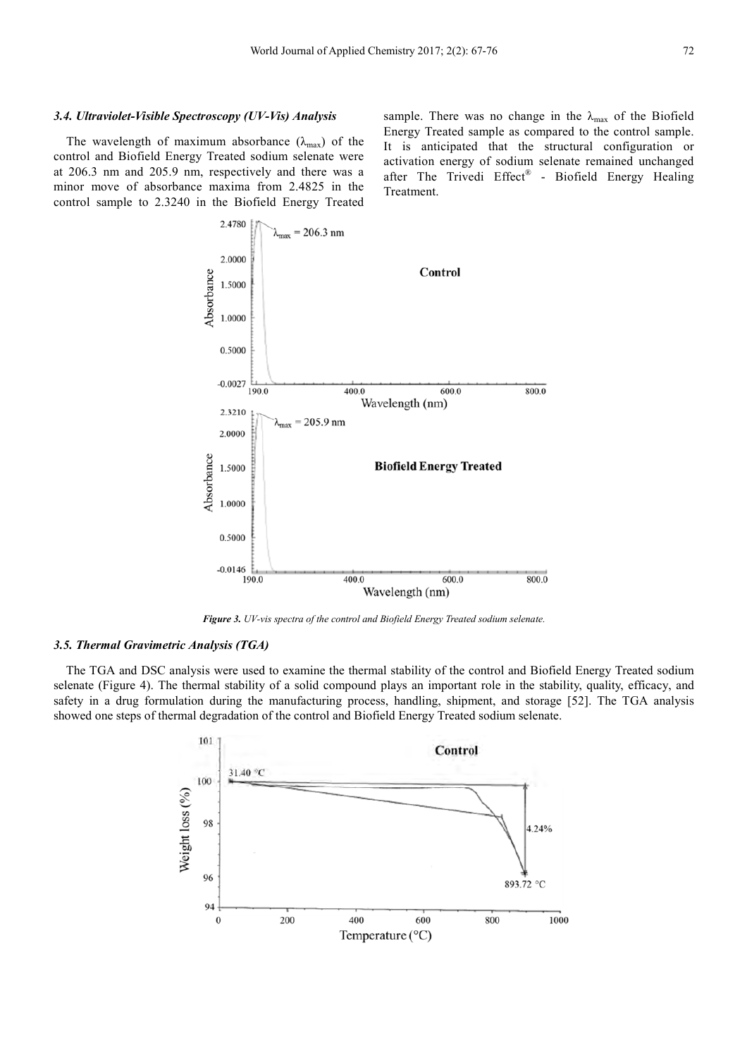### 3.4. Ultraviolet-Visible Spectroscopy (UV-Vis) Analysis

The wavelength of maximum absorbance ($\lambda_{max}$) of the control and Biofield Energy Treated sodium selenate were at 206.3 nm and 205.9 nm, respectively and there was a minor move of absorbance maxima from 2.4825 in the control sample to 2.3240 in the Biofield Energy Treated sample. There was no change in the $\lambda_{max}$ of the Biofield Energy Treated sample as compared to the control sample. It is anticipated that the structural configuration or activation energy of sodium selenate remained unchanged after The Trivedi Effect® - Biofield Energy Healing Treatment.

*Figure 3. UV-vis spectra of the control and Biofield Energy Treated sodium selenate.*

### 3.5. Thermal Gravimetric Analysis (TGA)

The TGA and DSC analysis were used to examine the thermal stability of the control and Biofield Energy Treated sodium selenate (Figure 4). The thermal stability of a solid compound plays an important role in the stability, quality, efficacy, and safety in a drug formulation during the manufacturing process, handling, shipment, and storage [52]. The TGA analysis showed one steps of thermal degradation of the control and Biofield Energy Treated sodium selenate.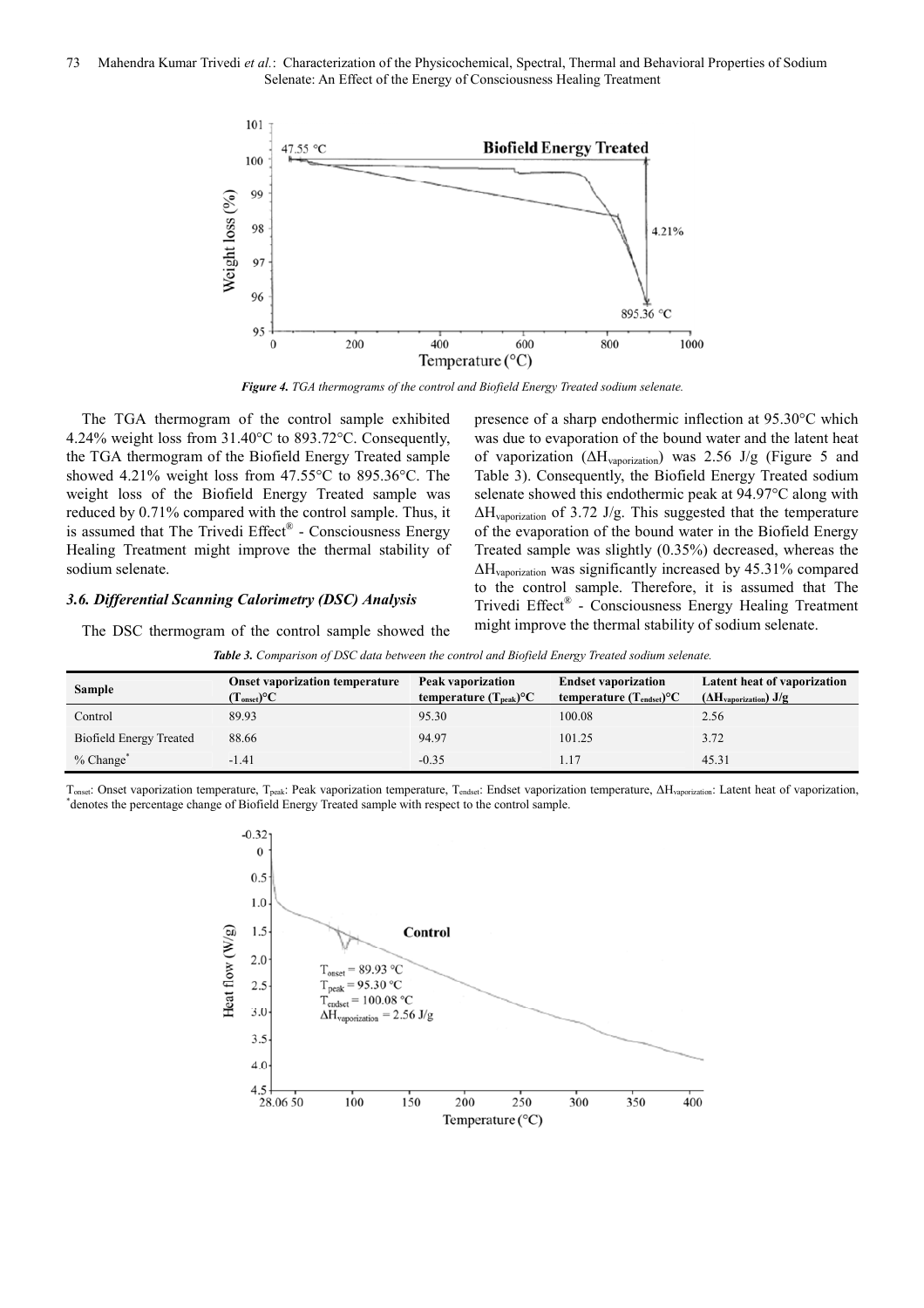*Figure 4. TGA thermograms of the control and Biofield Energy Treated sodium selenate.*

The TGA thermogram of the control sample exhibited 4.24% weight loss from 31.40°C to 893.72°C. Consequently, the TGA thermogram of the Biofield Energy Treated sample showed 4.21% weight loss from 47.55°C to 895.36°C. The weight loss of the Biofield Energy Treated sample was reduced by 0.71% compared with the control sample. Thus, it is assumed that The Trivedi Effect® - Consciousness Energy Healing Treatment might improve the thermal stability of sodium selenate.

### 3.6. Differential Scanning Calorimetry (DSC) Analysis

The DSC thermogram of the control sample showed the presence of a sharp endothermic inflection at 95.30°C which was due to evaporation of the bound water and the latent heat of vaporization ($\Delta H_{vaporization}$) was 2.56 J/g (Figure 5 and Table 3). Consequently, the Biofield Energy Treated sodium selenate showed this endothermic peak at 94.97°C along with $\Delta H_{vaporization}$ of 3.72 J/g. This suggested that the temperature of the evaporation of the bound water in the Biofield Energy Treated sample was slightly (0.35%) decreased, whereas the $\Delta H_{vaporization}$ was significantly increased by 45.31% compared to the control sample. Therefore, it is assumed that The Trivedi Effect® - Consciousness Energy Healing Treatment might improve the thermal stability of sodium selenate.

*Table 3. Comparison of DSC data between the control and Biofield Energy Treated sodium selenate.*

| Sample | Onset vaporization temperature ($T_{onset}$)°C | Peak vaporization temperature ($T_{peak}$)°C | Endset vaporization temperature ($T_{endset}$)°C | Latent heat of vaporization ($\Delta H_{vaporization}$) J/g |
|---|---|---|---|---|
| Control | 89.93 | 95.30 | 100.08 | 2.56 |
| Biofield Energy Treated | 88.66 | 94.97 | 101.25 | 3.72 |
| % Change* | -1.41 | -0.35 | 1.17 | 45.31 |

$T_{onset}$: Onset vaporization temperature, $T_{peak}$: Peak vaporization temperature, $T_{endset}$: Endset vaporization temperature, $\Delta H_{vaporization}$: Latent heat of vaporization, *denotes the percentage change of Biofield Energy Treated sample with respect to the control sample.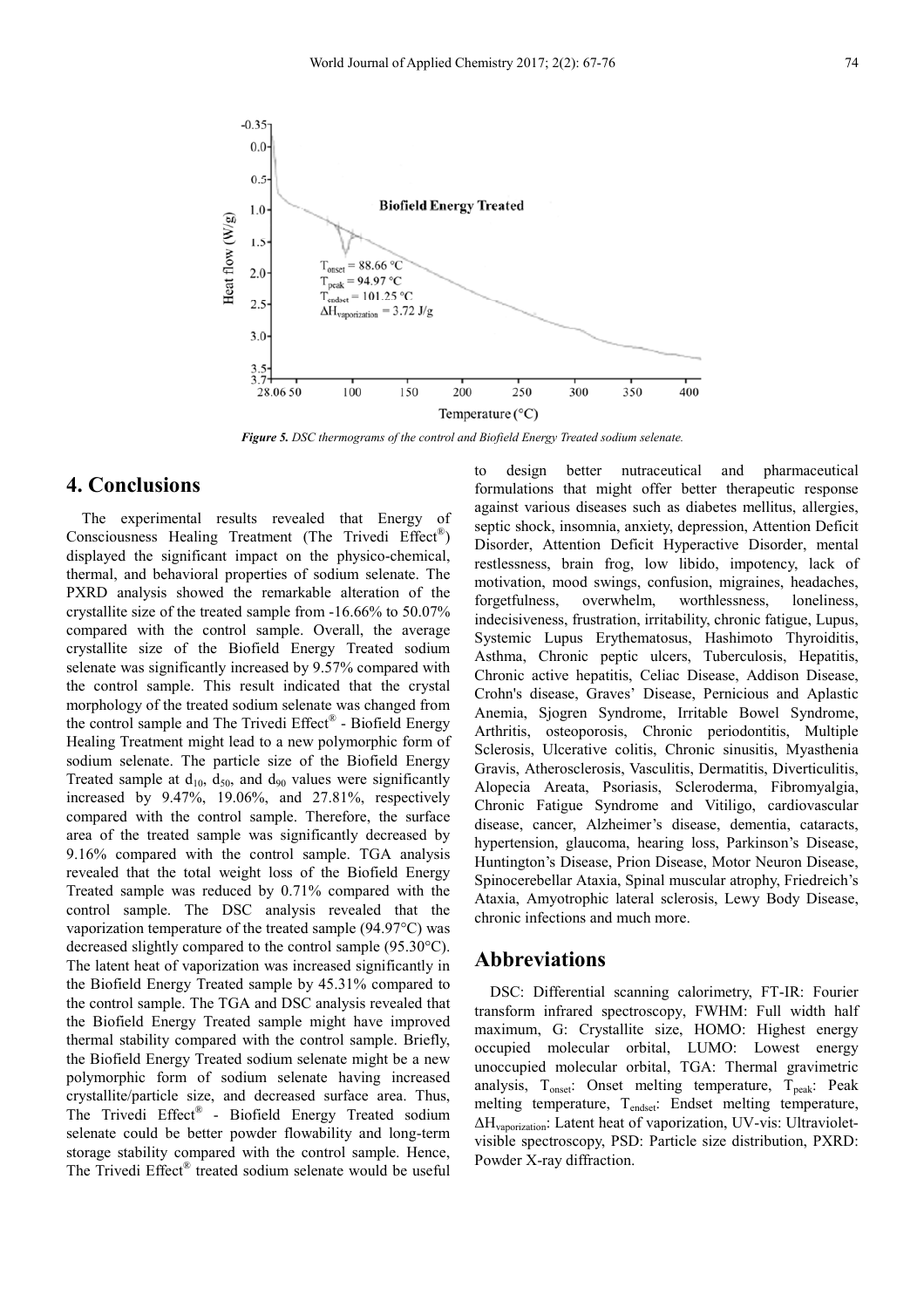*Figure 5. DSC thermograms of the control and Biofield Energy Treated sodium selenate.*

## 4. Conclusions

The experimental results revealed that Energy of Consciousness Healing Treatment (The Trivedi Effect®) displayed the significant impact on the physico-chemical, thermal, and behavioral properties of sodium selenate. The PXRD analysis showed the remarkable alteration of the crystallite size of the treated sample from -16.66% to 50.07% compared with the control sample. Overall, the average crystallite size of the Biofield Energy Treated sodium selenate was significantly increased by 9.57% compared with the control sample. This result indicated that the crystal morphology of the treated sodium selenate was changed from the control sample and The Trivedi Effect® - Biofield Energy Healing Treatment might lead to a new polymorphic form of sodium selenate. The particle size of the Biofield Energy Treated sample at $d_{10}$, $d_{50}$, and $d_{90}$ values were significantly increased by 9.47%, 19.06%, and 27.81%, respectively compared with the control sample. Therefore, the surface area of the treated sample was significantly decreased by 9.16% compared with the control sample. TGA analysis revealed that the total weight loss of the Biofield Energy Treated sample was reduced by 0.71% compared with the control sample. The DSC analysis revealed that the vaporization temperature of the treated sample (94.97°C) was decreased slightly compared to the control sample (95.30°C). The latent heat of vaporization was increased significantly in the Biofield Energy Treated sample by 45.31% compared to the control sample. The TGA and DSC analysis revealed that the Biofield Energy Treated sample might have improved thermal stability compared with the control sample. Briefly, the Biofield Energy Treated sodium selenate might be a new polymorphic form of sodium selenate having increased crystallite/particle size, and decreased surface area. Thus, The Trivedi Effect® - Biofield Energy Treated sodium selenate could be better powder flowability and long-term storage stability compared with the control sample. Hence, The Trivedi Effect® treated sodium selenate would be useful to design better nutraceutical and pharmaceutical formulations that might offer better therapeutic response against various diseases such as diabetes mellitus, allergies, septic shock, insomnia, anxiety, depression, Attention Deficit Disorder, Attention Deficit Hyperactive Disorder, mental restlessness, brain frog, low libido, impotency, lack of motivation, mood swings, confusion, migraines, headaches, forgetfulness, overwhelm, worthlessness, loneliness, indecisiveness, frustration, irritability, chronic fatigue, Lupus, Systemic Lupus Erythematosus, Hashimoto Thyroiditis, Asthma, Chronic peptic ulcers, Tuberculosis, Hepatitis, Chronic active hepatitis, Celiac Disease, Addison Disease, Crohn's disease, Graves' Disease, Pernicious and Aplastic Anemia, Sjogren Syndrome, Irritable Bowel Syndrome, Arthritis, osteoporosis, Chronic periodontitis, Multiple Sclerosis, Ulcerative colitis, Chronic sinusitis, Myasthenia Gravis, Atherosclerosis, Vasculitis, Dermatitis, Diverticulitis, Alopecia Areata, Psoriasis, Scleroderma, Fibromyalgia, Chronic Fatigue Syndrome and Vitiligo, cardiovascular disease, cancer, Alzheimer's disease, dementia, cataracts, hypertension, glaucoma, hearing loss, Parkinson's Disease, Huntington's Disease, Prion Disease, Motor Neuron Disease, Spinocerebellar Ataxia, Spinal muscular atrophy, Friedreich's Ataxia, Amyotrophic lateral sclerosis, Lewy Body Disease, chronic infections and much more.

## Abbreviations

DSC: Differential scanning calorimetry, FT-IR: Fourier transform infrared spectroscopy, FWHM: Full width half maximum, G: Crystallite size, HOMO: Highest energy occupied molecular orbital, LUMO: Lowest energy unoccupied molecular orbital, TGA: Thermal gravimetric analysis, $T_{onset}$: Onset melting temperature, $T_{peak}$: Peak melting temperature, $T_{endset}$: Endset melting temperature, $\Delta H_{vaporization}$: Latent heat of vaporization, UV-vis: Ultraviolet-visible spectroscopy, PSD: Particle size distribution, PXRD: Powder X-ray diffraction.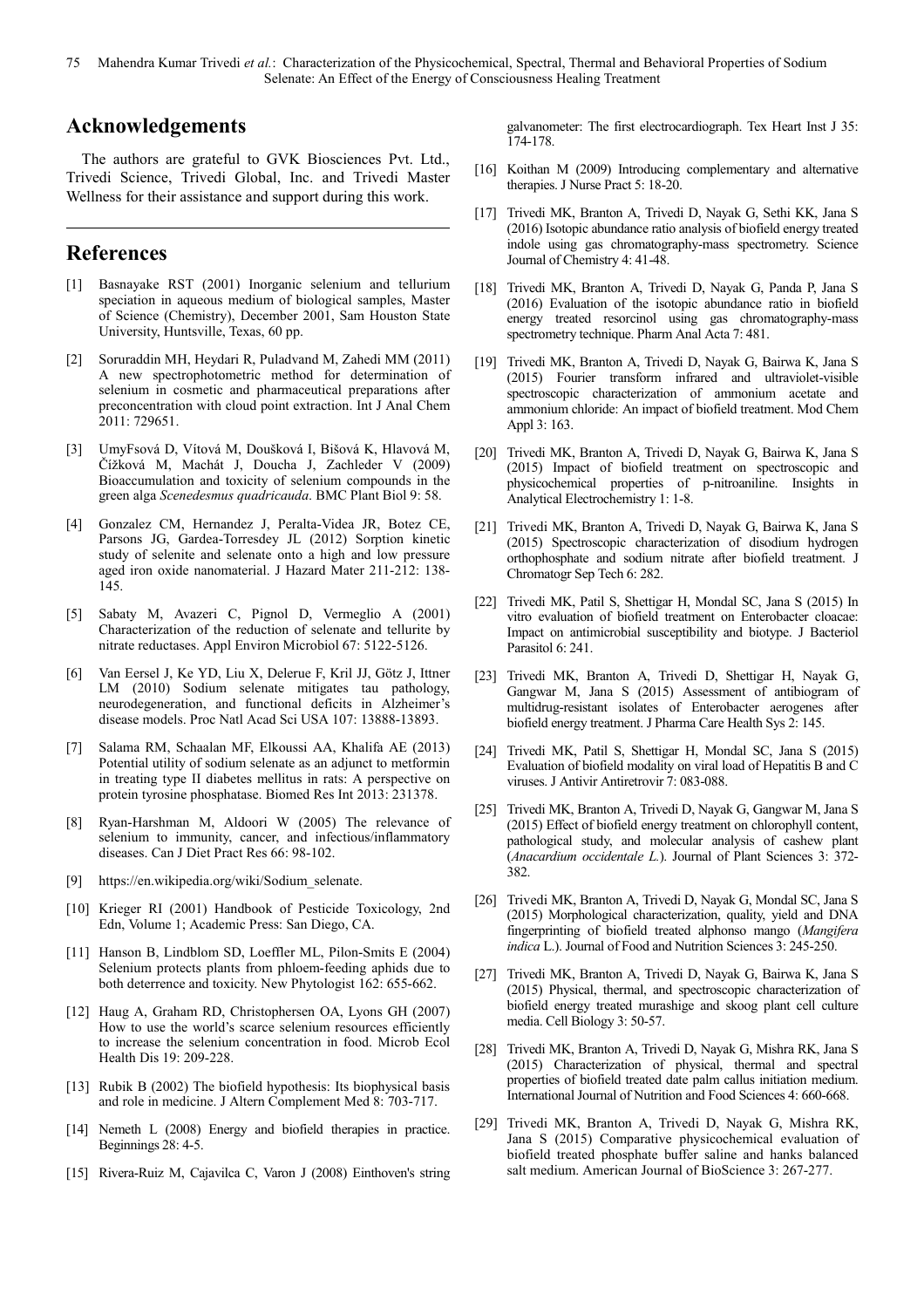## Acknowledgements

The authors are grateful to GVK Biosciences Pvt. Ltd., Trivedi Science, Trivedi Global, Inc. and Trivedi Master Wellness for their assistance and support during this work.

## References

[1] Basnayake RST (2001) Inorganic selenium and tellurium speciation in aqueous medium of biological samples, Master of Science (Chemistry), December 2001, Sam Houston State University, Huntsville, Texas, 60 pp.

[2] Soruraddin MH, Heydari R, Puladvand M, Zahedi MM (2011) A new spectrophotometric method for determination of selenium in cosmetic and pharmaceutical preparations after preconcentration with cloud point extraction. Int J Anal Chem 2011: 729651.

[3] UmyFsová D, Vítová M, Doušková I, Bišová K, Hlavová M, Čížková M, Machát J, Doucha J, Zachleder V (2009) Bioaccumulation and toxicity of selenium compounds in the green alga *Scenedesmus quadricauda*. BMC Plant Biol 9: 58.

[4] Gonzalez CM, Hernandez J, Peralta-Videa JR, Botez CE, Parsons JG, Gardea-Torresdey JL (2012) Sorption kinetic study of selenite and selenate onto a high and low pressure aged iron oxide nanomaterial. J Hazard Mater 211-212: 138-145.

[5] Sabaty M, Avazeri C, Pignol D, Vermeglio A (2001) Characterization of the reduction of selenate and tellurite by nitrate reductases. Appl Environ Microbiol 67: 5122-5126.

[6] Van Eersel J, Ke YD, Liu X, Delerue F, Kril JJ, Götz J, Ittner LM (2010) Sodium selenate mitigates tau pathology, neurodegeneration, and functional deficits in Alzheimer's disease models. Proc Natl Acad Sci USA 107: 13888-13893.

[7] Salama RM, Schaalan MF, Elkoussi AA, Khalifa AE (2013) Potential utility of sodium selenate as an adjunct to metformin in treating type II diabetes mellitus in rats: A perspective on protein tyrosine phosphatase. Biomed Res Int 2013: 231378.

[8] Ryan-Harshman M, Aldoori W (2005) The relevance of selenium to immunity, cancer, and infectious/inflammatory diseases. Can J Diet Pract Res 66: 98-102.

[9] https://en.wikipedia.org/wiki/Sodium_selenate.

[10] Krieger RI (2001) Handbook of Pesticide Toxicology, 2nd Edn, Volume 1; Academic Press: San Diego, CA.

[11] Hanson B, Lindblom SD, Loeffler ML, Pilon-Smits E (2004) Selenium protects plants from phloem-feeding aphids due to both deterrence and toxicity. New Phytologist 162: 655-662.

[12] Haug A, Graham RD, Christophersen OA, Lyons GH (2007) How to use the world's scarce selenium resources efficiently to increase the selenium concentration in food. Microb Ecol Health Dis 19: 209-228.

[13] Rubik B (2002) The biofield hypothesis: Its biophysical basis and role in medicine. J Altern Complement Med 8: 703-717.

[14] Nemeth L (2008) Energy and biofield therapies in practice. Beginnings 28: 4-5.

[15] Rivera-Ruiz M, Cajavilca C, Varon J (2008) Einthoven's string galvanometer: The first electrocardiograph. Tex Heart Inst J 35: 174-178.

[16] Koithan M (2009) Introducing complementary and alternative therapies. J Nurse Pract 5: 18-20.

[17] Trivedi MK, Branton A, Trivedi D, Nayak G, Sethi KK, Jana S (2016) Isotopic abundance ratio analysis of biofield energy treated indole using gas chromatography-mass spectrometry. Science Journal of Chemistry 4: 41-48.

[18] Trivedi MK, Branton A, Trivedi D, Nayak G, Panda P, Jana S (2016) Evaluation of the isotopic abundance ratio in biofield energy treated resorcinol using gas chromatography-mass spectrometry technique. Pharm Anal Acta 7: 481.

[19] Trivedi MK, Branton A, Trivedi D, Nayak G, Bairwa K, Jana S (2015) Fourier transform infrared and ultraviolet-visible spectroscopic characterization of ammonium acetate and ammonium chloride: An impact of biofield treatment. Mod Chem Appl 3: 163.

[20] Trivedi MK, Branton A, Trivedi D, Nayak G, Bairwa K, Jana S (2015) Impact of biofield treatment on spectroscopic and physicochemical properties of p-nitroaniline. Insights in Analytical Electrochemistry 1: 1-8.

[21] Trivedi MK, Branton A, Trivedi D, Nayak G, Bairwa K, Jana S (2015) Spectroscopic characterization of disodium hydrogen orthophosphate and sodium nitrate after biofield treatment. J Chromatogr Sep Tech 6: 282.

[22] Trivedi MK, Patil S, Shettigar H, Mondal SC, Jana S (2015) In vitro evaluation of biofield treatment on Enterobacter cloacae: Impact on antimicrobial susceptibility and biotype. J Bacteriol Parasitol 6: 241.

[23] Trivedi MK, Branton A, Trivedi D, Shettigar H, Nayak G, Gangwar M, Jana S (2015) Assessment of antibiogram of multidrug-resistant isolates of Enterobacter aerogenes after biofield energy treatment. J Pharma Care Health Sys 2: 145.

[24] Trivedi MK, Patil S, Shettigar H, Mondal SC, Jana S (2015) Evaluation of biofield modality on viral load of Hepatitis B and C viruses. J Antivir Antiretrovir 7: 083-088.

[25] Trivedi MK, Branton A, Trivedi D, Nayak G, Gangwar M, Jana S (2015) Effect of biofield energy treatment on chlorophyll content, pathological study, and molecular analysis of cashew plant (*Anacardium occidentale L.*). Journal of Plant Sciences 3: 372-382.

[26] Trivedi MK, Branton A, Trivedi D, Nayak G, Mondal SC, Jana S (2015) Morphological characterization, quality, yield and DNA fingerprinting of biofield treated alphonso mango (*Mangifera indica* L.). Journal of Food and Nutrition Sciences 3: 245-250.

[27] Trivedi MK, Branton A, Trivedi D, Nayak G, Bairwa K, Jana S (2015) Physical, thermal, and spectroscopic characterization of biofield energy treated murashige and skoog plant cell culture media. Cell Biology 3: 50-57.

[28] Trivedi MK, Branton A, Trivedi D, Nayak G, Mishra RK, Jana S (2015) Characterization of physical, thermal and spectral properties of biofield treated date palm callus initiation medium. International Journal of Nutrition and Food Sciences 4: 660-668.

[29] Trivedi MK, Branton A, Trivedi D, Nayak G, Mishra RK, Jana S (2015) Comparative physicochemical evaluation of biofield treated phosphate buffer saline and hanks balanced salt medium. American Journal of BioScience 3: 267-277.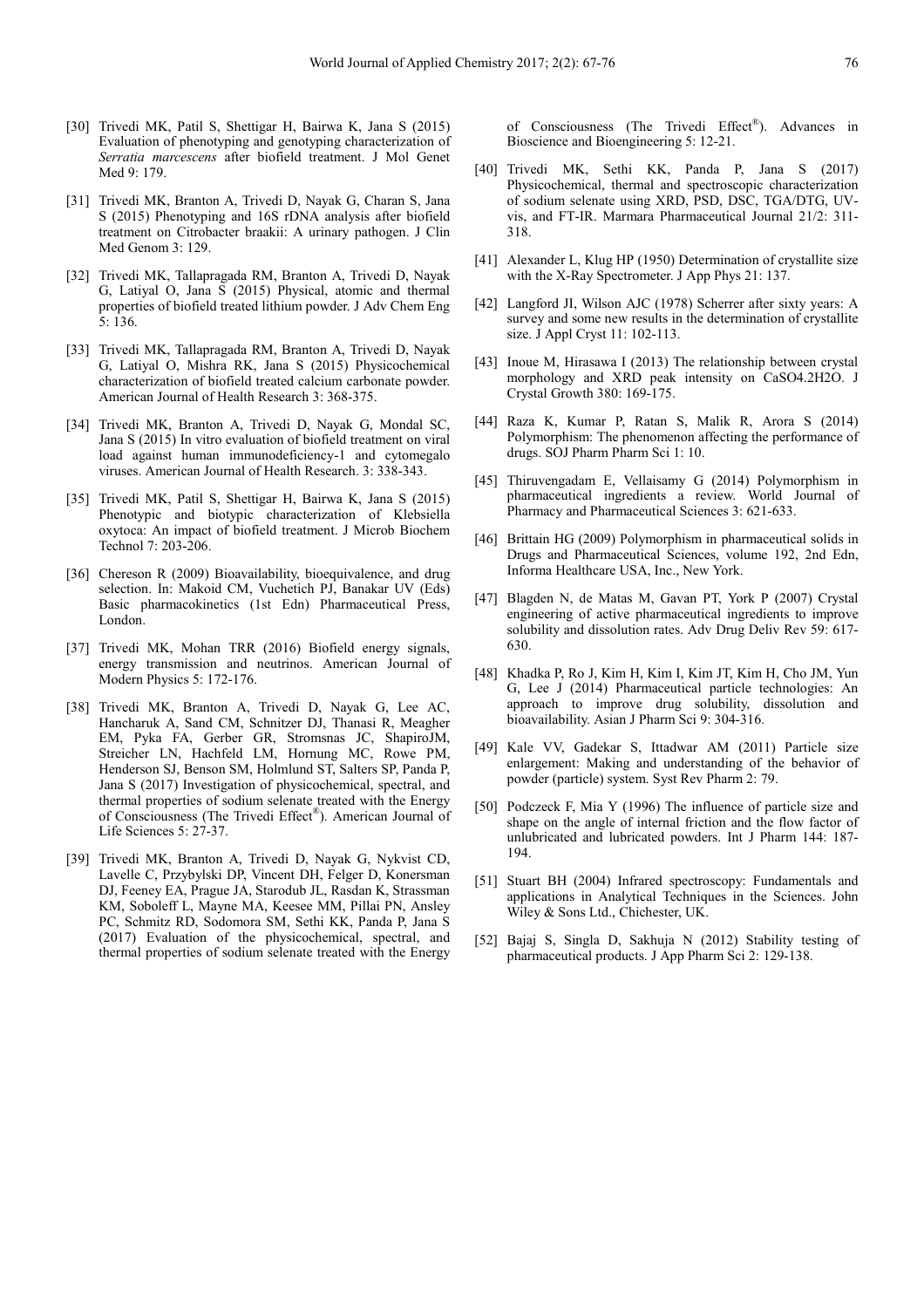[30] Trivedi MK, Patil S, Shettigar H, Bairwa K, Jana S (2015) Evaluation of phenotyping and genotyping characterization of *Serratia marcescens* after biofield treatment. J Mol Genet Med 9: 179.

[31] Trivedi MK, Branton A, Trivedi D, Nayak G, Charan S, Jana S (2015) Phenotyping and 16S rDNA analysis after biofield treatment on Citrobacter braakii: A urinary pathogen. J Clin Med Genom 3: 129.

[32] Trivedi MK, Tallapragada RM, Branton A, Trivedi D, Nayak G, Latiyal O, Jana S (2015) Physical, atomic and thermal properties of biofield treated lithium powder. J Adv Chem Eng 5: 136.

[33] Trivedi MK, Tallapragada RM, Branton A, Trivedi D, Nayak G, Latiyal O, Mishra RK, Jana S (2015) Physicochemical characterization of biofield treated calcium carbonate powder. American Journal of Health Research 3: 368-375.

[34] Trivedi MK, Branton A, Trivedi D, Nayak G, Mondal SC, Jana S (2015) In vitro evaluation of biofield treatment on viral load against human immunodeficiency-1 and cytomegalo viruses. American Journal of Health Research. 3: 338-343.

[35] Trivedi MK, Patil S, Shettigar H, Bairwa K, Jana S (2015) Phenotypic and biotypic characterization of Klebsiella oxytoca: An impact of biofield treatment. J Microb Biochem Technol 7: 203-206.

[36] Chereson R (2009) Bioavailability, bioequivalence, and drug selection. In: Makoid CM, Vuchetich PJ, Banakar UV (Eds) Basic pharmacokinetics (1st Edn) Pharmaceutical Press, London.

[37] Trivedi MK, Mohan TRR (2016) Biofield energy signals, energy transmission and neutrinos. American Journal of Modern Physics 5: 172-176.

[38] Trivedi MK, Branton A, Trivedi D, Nayak G, Lee AC, Hancharuk A, Sand CM, Schnitzer DJ, Thanasi R, Meagher EM, Pyka FA, Gerber GR, Stromsnas JC, ShapiroJM, Streicher LN, Hachfeld LM, Hornung MC, Rowe PM, Henderson SJ, Benson SM, Holmlund ST, Salters SP, Panda P, Jana S (2017) Investigation of physicochemical, spectral, and thermal properties of sodium selenate treated with the Energy of Consciousness (The Trivedi Effect®). American Journal of Life Sciences 5: 27-37.

[39] Trivedi MK, Branton A, Trivedi D, Nayak G, Nykvist CD, Lavelle C, Przybylski DP, Vincent DH, Felger D, Konersman DJ, Feeney EA, Prague JA, Starodub JL, Rasdan K, Strassman KM, Soboleff L, Mayne MA, Keesee MM, Pillai PN, Ansley PC, Schmitz RD, Sodomora SM, Sethi KK, Panda P, Jana S (2017) Evaluation of the physicochemical, spectral, and thermal properties of sodium selenate treated with the Energy of Consciousness (The Trivedi Effect®). Advances in Bioscience and Bioengineering 5: 12-21.

[40] Trivedi MK, Sethi KK, Panda P, Jana S (2017) Physicochemical, thermal and spectroscopic characterization of sodium selenate using XRD, PSD, DSC, TGA/DTG, UV-vis, and FT-IR. Marmara Pharmaceutical Journal 21/2: 311-318.

[41] Alexander L, Klug HP (1950) Determination of crystallite size with the X-Ray Spectrometer. J App Phys 21: 137.

[42] Langford JI, Wilson AJC (1978) Scherrer after sixty years: A survey and some new results in the determination of crystallite size. J Appl Cryst 11: 102-113.

[43] Inoue M, Hirasawa I (2013) The relationship between crystal morphology and XRD peak intensity on $CaSO_4 \cdot 2H_2O$. J Crystal Growth 380: 169-175.

[44] Raza K, Kumar P, Ratan S, Malik R, Arora S (2014) Polymorphism: The phenomenon affecting the performance of drugs. SOJ Pharm Pharm Sci 1: 10.

[45] Thiruvengadam E, Vellaisamy G (2014) Polymorphism in pharmaceutical ingredients a review. World Journal of Pharmacy and Pharmaceutical Sciences 3: 621-633.

[46] Brittain HG (2009) Polymorphism in pharmaceutical solids in Drugs and Pharmaceutical Sciences, volume 192, 2nd Edn, Informa Healthcare USA, Inc., New York.

[47] Blagden N, de Matas M, Gavan PT, York P (2007) Crystal engineering of active pharmaceutical ingredients to improve solubility and dissolution rates. Adv Drug Deliv Rev 59: 617-630.

[48] Khadka P, Ro J, Kim H, Kim I, Kim JT, Kim H, Cho JM, Yun G, Lee J (2014) Pharmaceutical particle technologies: An approach to improve drug solubility, dissolution and bioavailability. Asian J Pharm Sci 9: 304-316.

[49] Kale VV, Gadekar S, Ittadwar AM (2011) Particle size enlargement: Making and understanding of the behavior of powder (particle) system. Syst Rev Pharm 2: 79.

[50] Podczeck F, Mia Y (1996) The influence of particle size and shape on the angle of internal friction and the flow factor of unlubricated and lubricated powders. Int J Pharm 144: 187-194.

[51] Stuart BH (2004) Infrared spectroscopy: Fundamentals and applications in Analytical Techniques in the Sciences. John Wiley & Sons Ltd., Chichester, UK.

[52] Bajaj S, Singla D, Sakhuja N (2012) Stability testing of pharmaceutical products. J App Pharm Sci 2: 129-138.